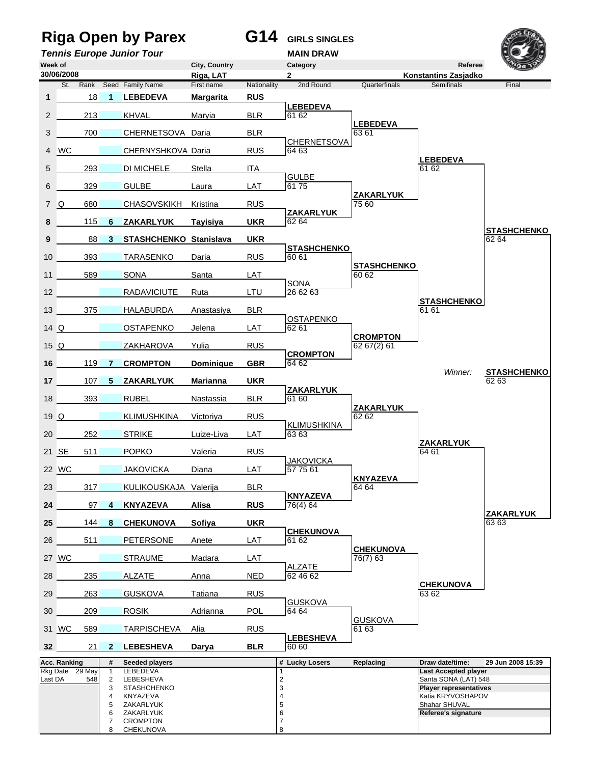# Riga Open by Parex

**G14** GIRLS SINGLES

*Tennis Europe Junior Tour*

MAIN DRAW

| Week of | City, Country | Category | Referee |
|---|---|---|---|
| 30/06/2008 | Riga, LAT | 2 | Konstantins Zasjadko |

| # | St. | Rank | Seed | Family Name | First name | Nationality | 2nd Round | Quarterfinals | Semifinals | Final |
|---|---|---|---|---|---|---|---|---|---|---|
| **1** | | 18 | **1** | **LEBEDEVA** | **Margarita** | **RUS** | | | | |
| 2 | | 213 | | KHVAL | Maryia | BLR | LEBEDEVA 61 62 | | | |
| 3 | | 700 | | CHERNETSOVA | Daria | BLR | | LEBEDEVA 63 61 | | |
| 4 | WC | | | CHERNYSHKOVA | Daria | RUS | CHERNETSOVA 64 63 | | | |
| 5 | | 293 | | DI MICHELE | Stella | ITA | | | LEBEDEVA 61 62 | |
| 6 | | 329 | | GULBE | Laura | LAT | GULBE 61 75 | | | |
| 7 | Q | 680 | | CHASOVSKIKH | Kristina | RUS | | ZAKARLYUK 75 60 | | |
| **8** | | 115 | **6** | **ZAKARLYUK** | **Tayisiya** | **UKR** | ZAKARLYUK 62 64 | | | |
| **9** | | 88 | **3** | **STASHCHENKO** | **Stanislava** | **UKR** | | | | STASHCHENKO 62 64 |
| 10 | | 393 | | TARASENKO | Daria | RUS | STASHCHENKO 60 61 | | | |
| 11 | | 589 | | SONA | Santa | LAT | | STASHCHENKO 60 62 | | |
| 12 | | | | RADAVICIUTE | Ruta | LTU | SONA 26 62 63 | | | |
| 13 | | 375 | | HALABURDA | Anastasiya | BLR | | | STASHCHENKO 61 61 | |
| 14 | Q | | | OSTAPENKO | Jelena | LAT | OSTAPENKO 62 61 | | | |
| 15 | Q | | | ZAKHAROVA | Yulia | RUS | | CROMPTON 62 67(2) 61 | | |
| **16** | | 119 | **7** | **CROMPTON** | **Dominique** | **GBR** | CROMPTON 64 62 | | | |
| | | | | | | | | | Winner: | STASHCHENKO 62 63 |
| **17** | | 107 | **5** | **ZAKARLYUK** | **Marianna** | **UKR** | | | | |
| 18 | | 393 | | RUBEL | Nastassia | BLR | ZAKARLYUK 61 60 | | | |
| 19 | Q | | | KLIMUSHKINA | Victoriya | RUS | | ZAKARLYUK 62 62 | | |
| 20 | | 252 | | STRIKE | Luize-Liva | LAT | KLIMUSHKINA 63 63 | | | |
| 21 | SE | 511 | | POPKO | Valeria | RUS | | | ZAKARLYUK 64 61 | |
| 22 | WC | | | JAKOVICKA | Diana | LAT | JAKOVICKA 57 75 61 | | | |
| 23 | | 317 | | KULIKOUSKAJA | Valerija | BLR | | KNYAZEVA 64 64 | | |
| **24** | | 97 | **4** | **KNYAZEVA** | **Alisa** | **RUS** | KNYAZEVA 76(4) 64 | | | |
| **25** | | 144 | **8** | **CHEKUNOVA** | **Sofiya** | **UKR** | | | | ZAKARLYUK 63 63 |
| 26 | | 511 | | PETERSONE | Anete | LAT | CHEKUNOVA 61 62 | | | |
| 27 | WC | | | STRAUME | Madara | LAT | | CHEKUNOVA 76(7) 63 | | |
| 28 | | 235 | | ALZATE | Anna | NED | ALZATE 62 46 62 | | | |
| 29 | | 263 | | GUSKOVA | Tatiana | RUS | | | CHEKUNOVA 63 62 | |
| 30 | | 209 | | ROSIK | Adrianna | POL | GUSKOVA 64 64 | | | |
| 31 | WC | 589 | | TARPISCHEVA | Alia | RUS | | GUSKOVA 61 63 | | |
| **32** | | 21 | **2** | **LEBESHEVA** | **Darya** | **BLR** | LEBESHEVA 60 60 | | | |

| Acc. Ranking | | # | Seeded players | # | Lucky Losers | Replacing | Draw date/time: 29 Jun 2008 15:39 |
|---|---|---|---|---|---|---|---|
| Rkg Date | 29 May | 1 | LEBEDEVA | 1 | | | **Last Accepted player** |
| Last DA | 548 | 2 | LEBESHEVA | 2 | | | Santa SONA (LAT) 548 |
| | | 3 | STASHCHENKO | 3 | | | **Player representatives** |
| | | 4 | KNYAZEVA | 4 | | | Katia KRYVOSHAPOV |
| | | 5 | ZAKARLYUK | 5 | | | Shahar SHUVAL |
| | | 6 | ZAKARLYUK | 6 | | | **Referee's signature** |
| | | 7 | CROMPTON | 7 | | | |
| | | 8 | CHEKUNOVA | 8 | | | |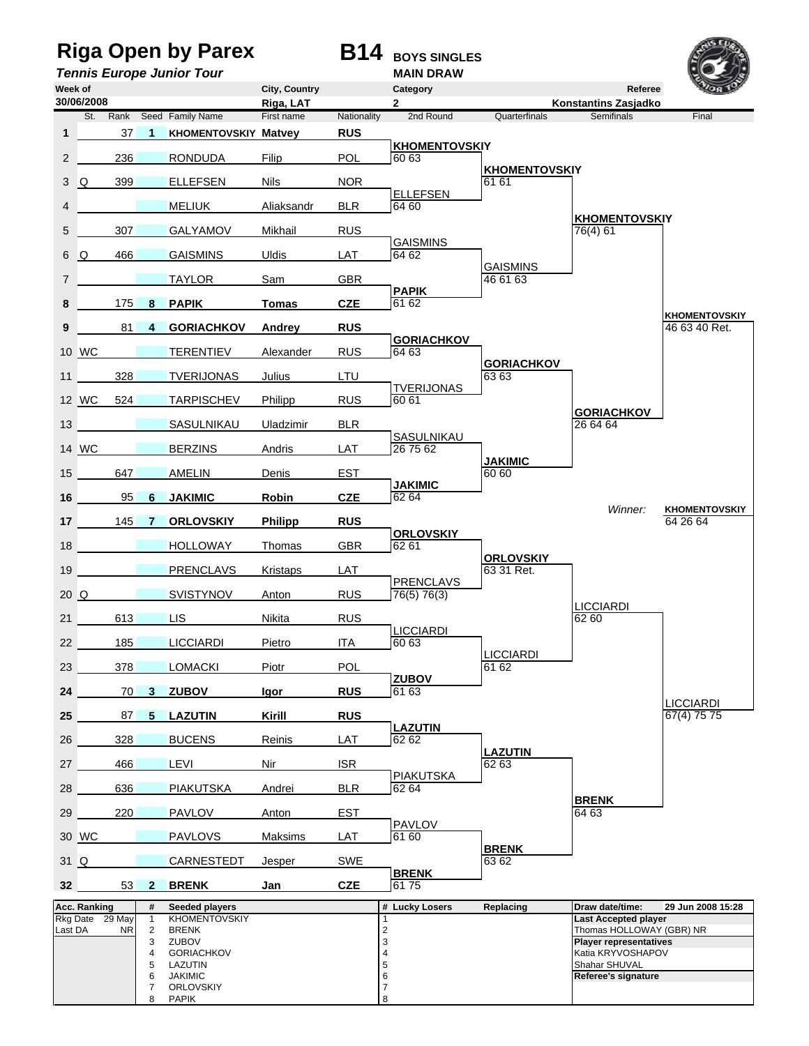# Riga Open by Parex

**B14** BOYS SINGLES

*Tennis Europe Junior Tour*

MAIN DRAW

| Week of | City, Country | Category | Referee |
|---|---|---|---|
| 30/06/2008 | Riga, LAT | 2 | Konstantins Zasjadko |

| # | St. | Rank | Seed | Family Name | First name | Nationality | 2nd Round | Quarterfinals | Semifinals | Final |
|---|---|---|---|---|---|---|---|---|---|---|
| 1 | | 37 | 1 | **KHOMENTOVSKIY** | **Matvey** | **RUS** | **KHOMENTOVSKIY** | **KHOMENTOVSKIY** | **KHOMENTOVSKIY** | **KHOMENTOVSKIY** |
| 2 | | 236 | | RONDUDA | Filip | POL | 60 63 | 61 61 | 76(4) 61 | 46 63 40 Ret. |
| 3 | Q | 399 | | ELLEFSEN | Nils | NOR | ELLEFSEN | GAISMINS | GORIACHKOV | LICCIARDI |
| 4 | | | | MELIUK | Aliaksandr | BLR | 64 60 | 46 61 63 | 26 64 64 | 67(4) 75 75 |
| 5 | | 307 | | GALYAMOV | Mikhail | RUS | GAISMINS | GORIACHKOV | LICCIARDI | |
| 6 | Q | 466 | | GAISMINS | Uldis | LAT | 64 62 | 63 63 | 62 60 | |
| 7 | | | | TAYLOR | Sam | GBR | **PAPIK** | **JAKIMIC** | **BRENK** | |
| 8 | | 175 | 8 | **PAPIK** | **Tomas** | **CZE** | 61 62 | 60 60 | 64 63 | |
| 9 | | 81 | 4 | **GORIACHKOV** | **Andrey** | **RUS** | **GORIACHKOV** | **ORLOVSKIY** | | |
| 10 | WC | | | TERENTIEV | Alexander | RUS | 64 63 | 63 31 Ret. | | |
| 11 | | 328 | | TVERIJONAS | Julius | LTU | TVERIJONAS | LICCIARDI | | |
| 12 | WC | 524 | | TARPISCHEV | Philipp | RUS | 60 61 | 61 62 | | |
| 13 | | | | SASULNIKAU | Uladzimir | BLR | SASULNIKAU | **LAZUTIN** | | |
| 14 | WC | | | BERZINS | Andris | LAT | 26 75 62 | 62 63 | | |
| 15 | | 647 | | AMELIN | Denis | EST | **JAKIMIC** | **BRENK** | | |
| 16 | | 95 | 6 | **JAKIMIC** | **Robin** | **CZE** | 62 64 | 63 62 | | |
| 17 | | 145 | 7 | **ORLOVSKIY** | **Philipp** | **RUS** | **ORLOVSKIY** | | | |
| 18 | | | | HOLLOWAY | Thomas | GBR | 62 61 | | | |
| 19 | | | | PRENCLAVS | Kristaps | LAT | PRENCLAVS | | | |
| 20 | Q | | | SVISTYNOV | Anton | RUS | 76(5) 76(3) | | | |
| 21 | | 613 | | LIS | Nikita | RUS | LICCIARDI | | | |
| 22 | | 185 | | LICCIARDI | Pietro | ITA | 60 63 | | | |
| 23 | | 378 | | LOMACKI | Piotr | POL | **ZUBOV** | | | |
| 24 | | 70 | 3 | **ZUBOV** | **Igor** | **RUS** | 61 63 | | | |
| 25 | | 87 | 5 | **LAZUTIN** | **Kirill** | **RUS** | **LAZUTIN** | | | |
| 26 | | 328 | | BUCENS | Reinis | LAT | 62 62 | | | |
| 27 | | 466 | | LEVI | Nir | ISR | PIAKUTSKA | | | |
| 28 | | 636 | | PIAKUTSKA | Andrei | BLR | 62 64 | | | |
| 29 | | 220 | | PAVLOV | Anton | EST | PAVLOV | | | |
| 30 | WC | | | PAVLOVS | Maksims | LAT | 61 60 | | | |
| 31 | Q | | | CARNESTEDT | Jesper | SWE | **BRENK** | | | |
| 32 | | 53 | 2 | **BRENK** | **Jan** | **CZE** | 61 75 | | | |

*Winner:* **KHOMENTOVSKIY** 64 26 64

| Acc. Ranking | | # | Seeded players | # | Lucky Losers | Replacing | Draw date/time: 29 Jun 2008 15:28 |
|---|---|---|---|---|---|---|---|
| Rkg Date | 29 May | 1 | KHOMENTOVSKIY | 1 | | | **Last Accepted player** |
| Last DA | NR | 2 | BRENK | 2 | | | Thomas HOLLOWAY (GBR) NR |
| | | 3 | ZUBOV | 3 | | | **Player representatives** |
| | | 4 | GORIACHKOV | 4 | | | Katia KRYVOSHAPOV |
| | | 5 | LAZUTIN | 5 | | | Shahar SHUVAL |
| | | 6 | JAKIMIC | 6 | | | **Referee's signature** |
| | | 7 | ORLOVSKIY | 7 | | | |
| | | 8 | PAPIK | 8 | | | |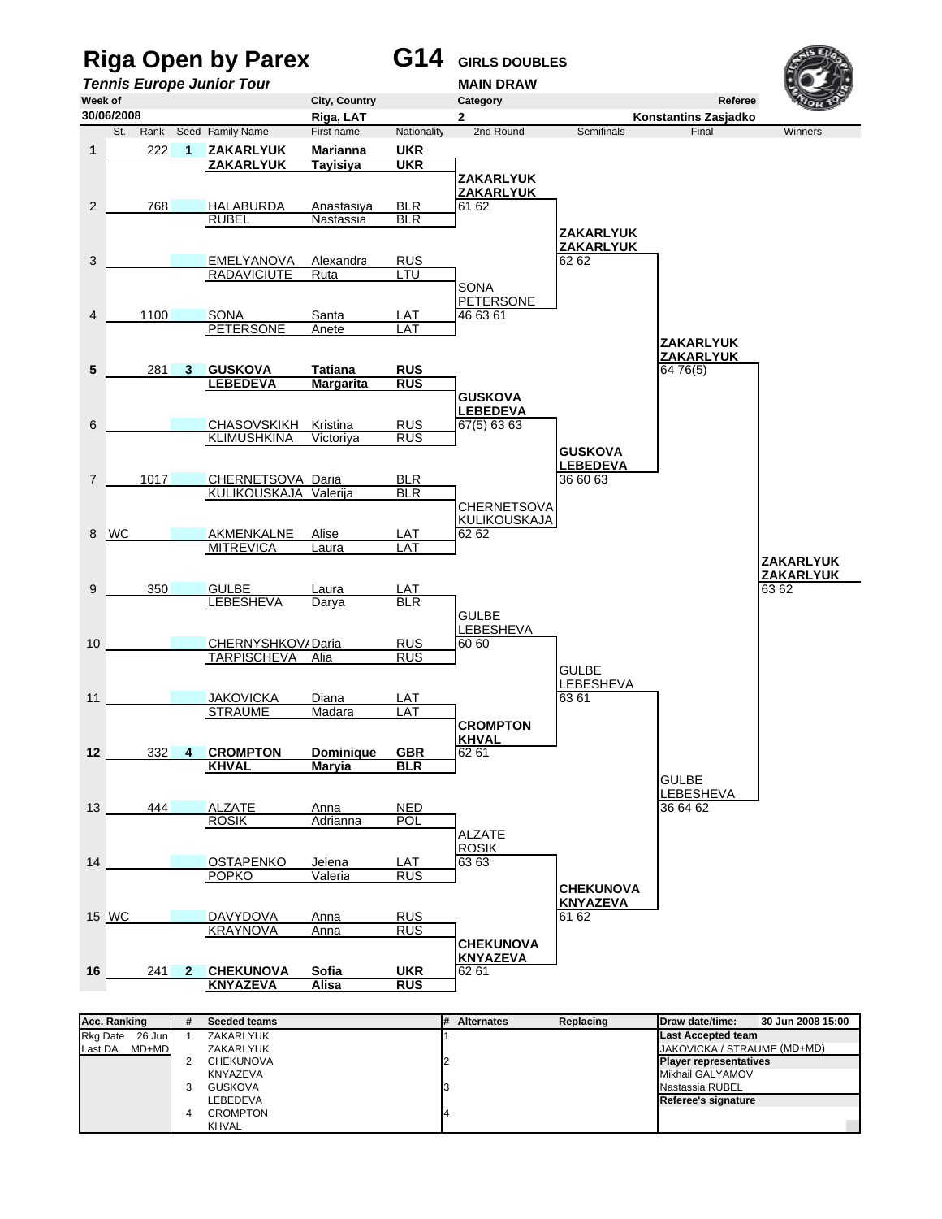# Riga Open by Parex

**G14** GIRLS DOUBLES

*Tennis Europe Junior Tour*

MAIN DRAW

| Week of | City, Country | Category | Referee |
|---|---|---|---|
| 30/06/2008 | Riga, LAT | 2 | Konstantins Zasjadko |

| # | St. | Rank | Seed | Family Name | First name | Nationality | 2nd Round | Semifinals | Final | Winners |
|---|---|---|---|---|---|---|---|---|---|---|
| 1 | | 222 | 1 | **ZAKARLYUK** | **Marianna** | **UKR** | | | | |
| | | | | **ZAKARLYUK** | **Tayisiya** | **UKR** | **ZAKARLYUK / ZAKARLYUK** | | | |
| 2 | | 768 | | HALABURDA | Anastasiya | BLR | 61 62 | | | |
| | | | | RUBEL | Nastassia | BLR | | **ZAKARLYUK / ZAKARLYUK** | | |
| 3 | | | | EMELYANOVA | Alexandra | RUS | | 62 62 | | |
| | | | | RADAVICIUTE | Ruta | LTU | SONA / PETERSONE | | | |
| 4 | | 1100 | | SONA | Santa | LAT | 46 63 61 | | | |
| | | | | PETERSONE | Anete | LAT | | | **ZAKARLYUK / ZAKARLYUK** | |
| 5 | | 281 | 3 | **GUSKOVA** | **Tatiana** | **RUS** | | | 64 76(5) | |
| | | | | **LEBEDEVA** | **Margarita** | **RUS** | **GUSKOVA / LEBEDEVA** | | | |
| 6 | | | | CHASOVSKIKH | Kristina | RUS | 67(5) 63 63 | | | |
| | | | | KLIMUSHKINA | Victoriya | RUS | | **GUSKOVA / LEBEDEVA** | | |
| 7 | | 1017 | | CHERNETSOVA | Daria | BLR | | 36 60 63 | | |
| | | | | KULIKOUSKAJA | Valerija | BLR | CHERNETSOVA / KULIKOUSKAJA | | | |
| 8 | WC | | | AKMENKALNE | Alise | LAT | 62 62 | | | |
| | | | | MITREVICA | Laura | LAT | | | | **ZAKARLYUK / ZAKARLYUK** |
| 9 | | 350 | | GULBE | Laura | LAT | | | | 63 62 |
| | | | | LEBESHEVA | Darya | BLR | GULBE / LEBESHEVA | | | |
| 10 | | | | CHERNYSHKOVA | Daria | RUS | 60 60 | | | |
| | | | | TARPISCHEVA | Alia | RUS | | GULBE / LEBESHEVA | | |
| 11 | | | | JAKOVICKA | Diana | LAT | | 63 61 | | |
| | | | | STRAUME | Madara | LAT | **CROMPTON / KHVAL** | | | |
| 12 | | 332 | 4 | **CROMPTON** | **Dominique** | **GBR** | 62 61 | | | |
| | | | | **KHVAL** | **Maryia** | **BLR** | | | GULBE / LEBESHEVA | |
| 13 | | 444 | | ALZATE | Anna | NED | | | 36 64 62 | |
| | | | | ROSIK | Adrianna | POL | ALZATE / ROSIK | | | |
| 14 | | | | OSTAPENKO | Jelena | LAT | 63 63 | | | |
| | | | | POPKO | Valeria | RUS | | **CHEKUNOVA / KNYAZEVA** | | |
| 15 | WC | | | DAVYDOVA | Anna | RUS | | 61 62 | | |
| | | | | KRAYNOVA | Anna | RUS | **CHEKUNOVA / KNYAZEVA** | | | |
| 16 | | 241 | 2 | **CHEKUNOVA** | **Sofia** | **UKR** | 62 61 | | | |
| | | | | **KNYAZEVA** | **Alisa** | **RUS** | | | | |

| Acc. Ranking | # | Seeded teams | # | Alternates | Replacing | Draw date/time: 30 Jun 2008 15:00 |
|---|---|---|---|---|---|---|
| Rkg Date 26 Jun | 1 | ZAKARLYUK | 1 | | | **Last Accepted team** |
| Last DA MD+MD | | ZAKARLYUK | | | | JAKOVICKA / STRAUME (MD+MD) |
| | 2 | CHEKUNOVA | 2 | | | **Player representatives** |
| | | KNYAZEVA | | | | Mikhail GALYAMOV |
| | 3 | GUSKOVA | 3 | | | Nastassia RUBEL |
| | | LEBEDEVA | | | | **Referee's signature** |
| | 4 | CROMPTON | 4 | | | |
| | | KHVAL | | | | |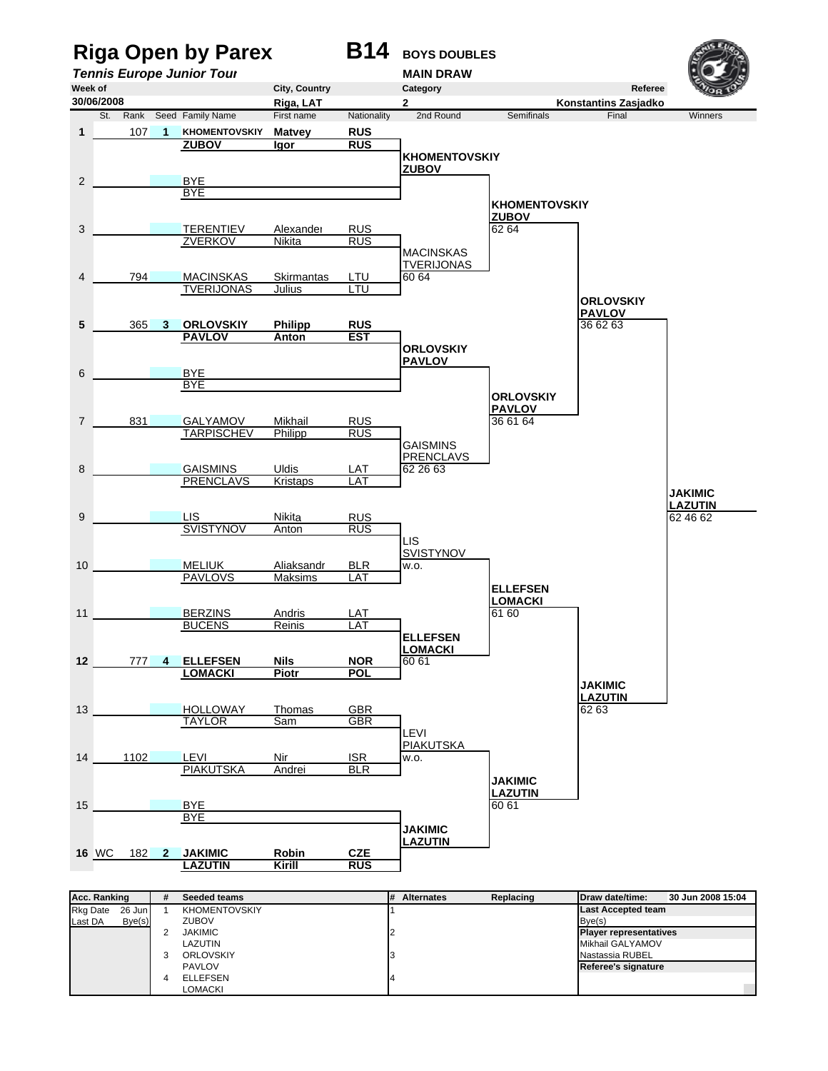# Riga Open by Parex

**B14** BOYS DOUBLES

*Tennis Europe Junior Tour*

MAIN DRAW

| Week of | City, Country | Category | Referee |
|---|---|---|---|
| 30/06/2008 | Riga, LAT | 2 | Konstantins Zasjadko |

| | St. | Rank | Seed | Family Name | First name | Nationality | 2nd Round | Semifinals | Final | Winners |
|---|---|---|---|---|---|---|---|---|---|---|
| 1 | | 107 | 1 | **KHOMENTOVSKIY** | **Matvey** | **RUS** | | | | |
| | | | | **ZUBOV** | **Igor** | **RUS** | **KHOMENTOVSKIY ZUBOV** | | | |
| 2 | | | | BYE | | | | | | |
| | | | | BYE | | | | **KHOMENTOVSKIY ZUBOV** 62 64 | | |
| 3 | | | | TERENTIEV | Alexander | RUS | | | | |
| | | | | ZVERKOV | Nikita | RUS | MACINSKAS TVERIJONAS 60 64 | | | |
| 4 | | 794 | | MACINSKAS | Skirmantas | LTU | | | | |
| | | | | TVERIJONAS | Julius | LTU | | | **ORLOVSKIY PAVLOV** 36 62 63 | |
| 5 | | 365 | 3 | **ORLOVSKIY** | **Philipp** | **RUS** | | | | |
| | | | | **PAVLOV** | **Anton** | **EST** | **ORLOVSKIY PAVLOV** | | | |
| 6 | | | | BYE | | | | | | |
| | | | | BYE | | | | **ORLOVSKIY PAVLOV** 36 61 64 | | |
| 7 | | 831 | | GALYAMOV | Mikhail | RUS | | | | |
| | | | | TARPISCHEV | Philipp | RUS | GAISMINS PRENCLAVS 62 26 63 | | | |
| 8 | | | | GAISMINS | Uldis | LAT | | | | |
| | | | | PRENCLAVS | Kristaps | LAT | | | | **JAKIMIC LAZUTIN** 62 46 62 |
| 9 | | | | LIS | Nikita | RUS | | | | |
| | | | | SVISTYNOV | Anton | RUS | LIS SVISTYNOV w.o. | | | |
| 10 | | | | MELIUK | Aliaksandr | BLR | | | | |
| | | | | PAVLOVS | Maksims | LAT | | **ELLEFSEN LOMACKI** 61 60 | | |
| 11 | | | | BERZINS | Andris | LAT | | | | |
| | | | | BUCENS | Reinis | LAT | **ELLEFSEN LOMACKI** 60 61 | | | |
| 12 | | 777 | 4 | **ELLEFSEN** | **Nils** | **NOR** | | | | |
| | | | | **LOMACKI** | **Piotr** | **POL** | | | **JAKIMIC LAZUTIN** 62 63 | |
| 13 | | | | HOLLOWAY | Thomas | GBR | | | | |
| | | | | TAYLOR | Sam | GBR | LEVI PIAKUTSKA w.o. | | | |
| 14 | | 1102 | | LEVI | Nir | ISR | | | | |
| | | | | PIAKUTSKA | Andrei | BLR | | **JAKIMIC LAZUTIN** 60 61 | | |
| 15 | | | | BYE | | | | | | |
| | | | | BYE | | | **JAKIMIC LAZUTIN** | | | |
| 16 | WC | 182 | 2 | **JAKIMIC** | **Robin** | **CZE** | | | | |
| | | | | **LAZUTIN** | **Kirill** | **RUS** | | | | |

| Acc. Ranking | | # | Seeded teams | # | Alternates | Replacing | Draw date/time: 30 Jun 2008 15:04 |
|---|---|---|---|---|---|---|---|
| Rkg Date | 26 Jun | 1 | KHOMENTOVSKIY | 1 | | | **Last Accepted team** |
| Last DA | Bye(s) | | ZUBOV | | | | Bye(s) |
| | | 2 | JAKIMIC | 2 | | | **Player representatives** |
| | | | LAZUTIN | | | | Mikhail GALYAMOV |
| | | 3 | ORLOVSKIY | 3 | | | Nastassia RUBEL |
| | | | PAVLOV | | | | **Referee's signature** |
| | | 4 | ELLEFSEN | 4 | | | |
| | | | LOMACKI | | | | |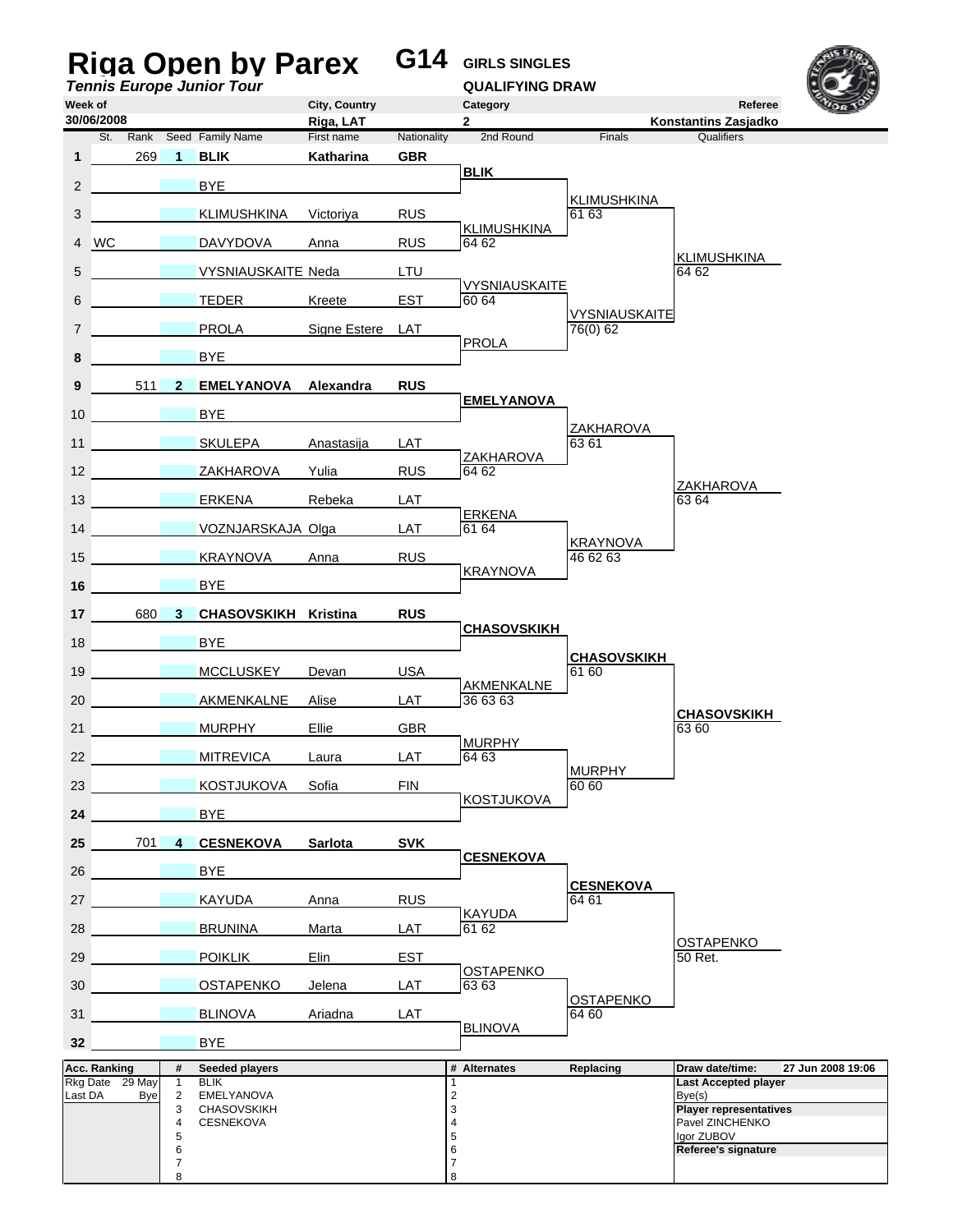# Riga Open by Parex

**G14** GIRLS SINGLES

*Tennis Europe Junior Tour*

QUALIFYING DRAW

| Week of | City, Country | Category | Referee |
|---|---|---|---|
| 30/06/2008 | Riga, LAT | 2 | Konstantins Zasjadko |

| # | St. | Rank | Seed | Family Name | First name | Nationality | 2nd Round | Finals | Qualifiers |
|---|---|---|---|---|---|---|---|---|---|
| 1 | | 269 | 1 | **BLIK** | **Katharina** | **GBR** | | | |
| | | | | | | | **BLIK** | | |
| 2 | | | | BYE | | | | | |
| | | | | | | | | KLIMUSHKINA 61 63 | |
| 3 | | | | KLIMUSHKINA | Victoriya | RUS | | | |
| | | | | | | | KLIMUSHKINA 64 62 | | |
| 4 | WC | | | DAVYDOVA | Anna | RUS | | | |
| | | | | | | | | | KLIMUSHKINA 64 62 |
| 5 | | | | VYSNIAUSKAITE | Neda | LTU | | | |
| | | | | | | | VYSNIAUSKAITE 60 64 | | |
| 6 | | | | TEDER | Kreete | EST | | | |
| | | | | | | | | VYSNIAUSKAITE 76(0) 62 | |
| 7 | | | | PROLA | Signe Estere | LAT | | | |
| | | | | | | | PROLA | | |
| 8 | | | | BYE | | | | | |
| 9 | | 511 | 2 | **EMELYANOVA** | **Alexandra** | **RUS** | | | |
| | | | | | | | **EMELYANOVA** | | |
| 10 | | | | BYE | | | | | |
| | | | | | | | | ZAKHAROVA 63 61 | |
| 11 | | | | SKULEPA | Anastasija | LAT | | | |
| | | | | | | | ZAKHAROVA 64 62 | | |
| 12 | | | | ZAKHAROVA | Yulia | RUS | | | |
| | | | | | | | | | ZAKHAROVA 63 64 |
| 13 | | | | ERKENA | Rebeka | LAT | | | |
| | | | | | | | ERKENA 61 64 | | |
| 14 | | | | VOZNJARSKAJA | Olga | LAT | | | |
| | | | | | | | | KRAYNOVA 46 62 63 | |
| 15 | | | | KRAYNOVA | Anna | RUS | | | |
| | | | | | | | KRAYNOVA | | |
| 16 | | | | BYE | | | | | |
| 17 | | 680 | 3 | **CHASOVSKIKH** | **Kristina** | **RUS** | | | |
| | | | | | | | **CHASOVSKIKH** | | |
| 18 | | | | BYE | | | | | |
| | | | | | | | | **CHASOVSKIKH** 61 60 | |
| 19 | | | | MCCLUSKEY | Devan | USA | | | |
| | | | | | | | AKMENKALNE 36 63 63 | | |
| 20 | | | | AKMENKALNE | Alise | LAT | | | |
| | | | | | | | | | **CHASOVSKIKH** 63 60 |
| 21 | | | | MURPHY | Ellie | GBR | | | |
| | | | | | | | MURPHY 64 63 | | |
| 22 | | | | MITREVICA | Laura | LAT | | | |
| | | | | | | | | MURPHY 60 60 | |
| 23 | | | | KOSTJUKOVA | Sofia | FIN | | | |
| | | | | | | | KOSTJUKOVA | | |
| 24 | | | | BYE | | | | | |
| 25 | | 701 | 4 | **CESNEKOVA** | **Sarlota** | **SVK** | | | |
| | | | | | | | **CESNEKOVA** | | |
| 26 | | | | BYE | | | | | |
| | | | | | | | | **CESNEKOVA** 64 61 | |
| 27 | | | | KAYUDA | Anna | RUS | | | |
| | | | | | | | KAYUDA 61 62 | | |
| 28 | | | | BRUNINA | Marta | LAT | | | |
| | | | | | | | | | OSTAPENKO 50 Ret. |
| 29 | | | | POIKLIK | Elin | EST | | | |
| | | | | | | | OSTAPENKO 63 63 | | |
| 30 | | | | OSTAPENKO | Jelena | LAT | | | |
| | | | | | | | | OSTAPENKO 64 60 | |
| 31 | | | | BLINOVA | Ariadna | LAT | | | |
| | | | | | | | BLINOVA | | |
| 32 | | | | BYE | | | | | |

| Acc. Ranking | | # | Seeded players | # | Alternates | Replacing | Draw date/time: 27 Jun 2008 19:06 |
|---|---|---|---|---|---|---|---|
| Rkg Date | 29 May | 1 | BLIK | 1 | | | **Last Accepted player** |
| Last DA | Bye | 2 | EMELYANOVA | 2 | | | Bye(s) |
| | | 3 | CHASOVSKIKH | 3 | | | **Player representatives** |
| | | 4 | CESNEKOVA | 4 | | | Pavel ZINCHENKO |
| | | 5 | | 5 | | | Igor ZUBOV |
| | | 6 | | 6 | | | **Referee's signature** |
| | | 7 | | 7 | | | |
| | | 8 | | 8 | | | |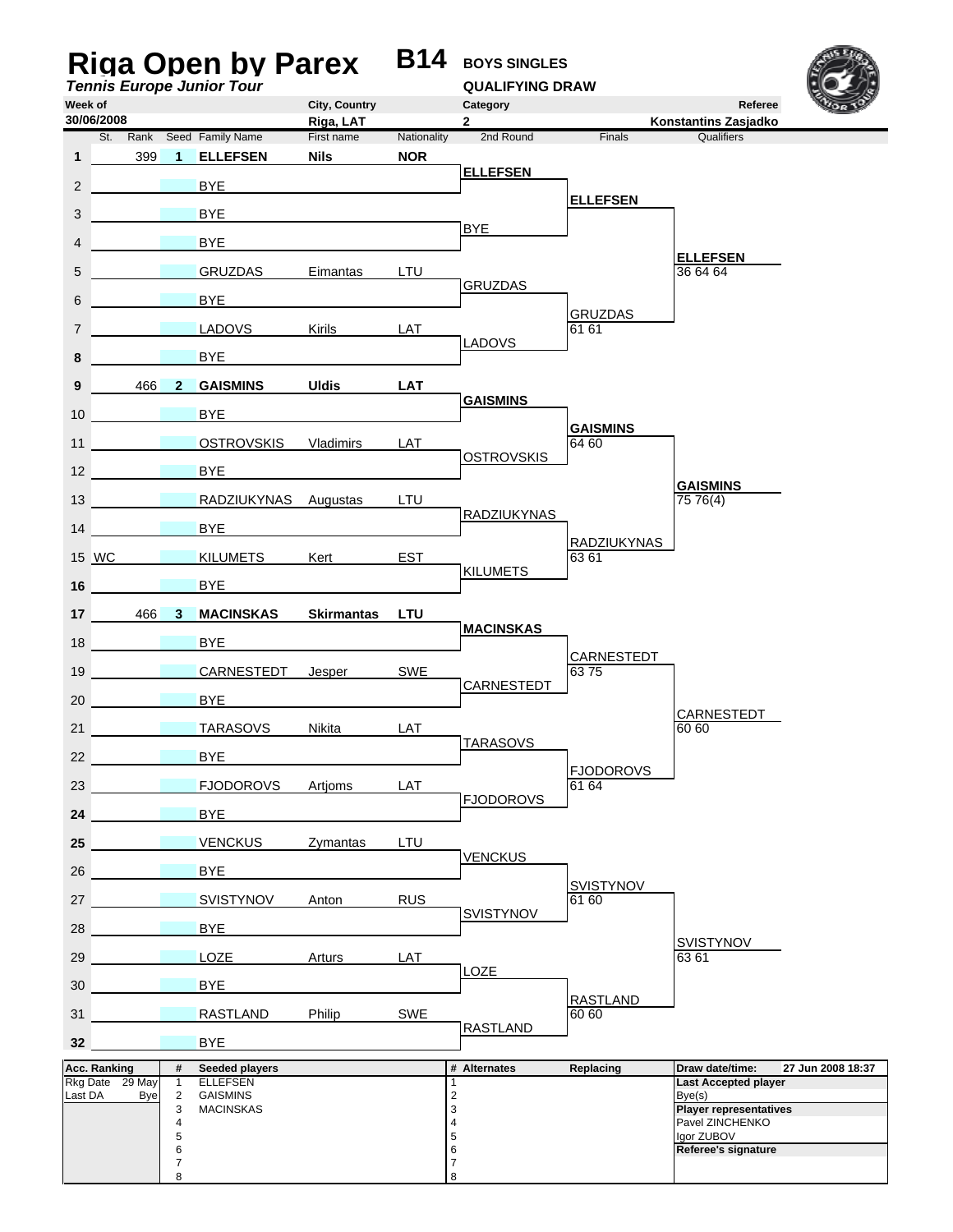# Riga Open by Parex

*Tennis Europe Junior Tour*

**B14** **BOYS SINGLES**

**QUALIFYING DRAW**

| Week of | City, Country | Category | Referee |
|---|---|---|---|
| 30/06/2008 | Riga, LAT | 2 | Konstantins Zasjadko |

| | St. | Rank | Seed | Family Name | First name | Nationality | 2nd Round | Finals | Qualifiers |
|---|---|---|---|---|---|---|---|---|---|
| 1 | | 399 | 1 | **ELLEFSEN** | **Nils** | **NOR** | **ELLEFSEN** | **ELLEFSEN** | **ELLEFSEN** 36 64 64 |
| 2 | | | | BYE | | | | | |
| 3 | | | | BYE | | | BYE | | |
| 4 | | | | BYE | | | | | |
| 5 | | | | GRUZDAS | Eimantas | LTU | GRUZDAS | GRUZDAS 61 61 | |
| 6 | | | | BYE | | | | | |
| 7 | | | | LADOVS | Kirils | LAT | LADOVS | | |
| 8 | | | | BYE | | | | | |
| 9 | | 466 | 2 | **GAISMINS** | **Uldis** | **LAT** | **GAISMINS** | **GAISMINS** 64 60 | **GAISMINS** 75 76(4) |
| 10 | | | | BYE | | | | | |
| 11 | | | | OSTROVSKIS | Vladimirs | LAT | OSTROVSKIS | | |
| 12 | | | | BYE | | | | | |
| 13 | | | | RADZIUKYNAS | Augustas | LTU | RADZIUKYNAS | RADZIUKYNAS 63 61 | |
| 14 | | | | BYE | | | | | |
| 15 | WC | | | KILUMETS | Kert | EST | KILUMETS | | |
| 16 | | | | BYE | | | | | |
| 17 | | 466 | 3 | **MACINSKAS** | **Skirmantas** | **LTU** | **MACINSKAS** | CARNESTEDT 63 75 | CARNESTEDT 60 60 |
| 18 | | | | BYE | | | | | |
| 19 | | | | CARNESTEDT | Jesper | SWE | CARNESTEDT | | |
| 20 | | | | BYE | | | | | |
| 21 | | | | TARASOVS | Nikita | LAT | TARASOVS | FJODOROVS 61 64 | |
| 22 | | | | BYE | | | | | |
| 23 | | | | FJODOROVS | Artjoms | LAT | FJODOROVS | | |
| 24 | | | | BYE | | | | | |
| 25 | | | | VENCKUS | Zymantas | LTU | VENCKUS | SVISTYNOV 61 60 | SVISTYNOV 63 61 |
| 26 | | | | BYE | | | | | |
| 27 | | | | SVISTYNOV | Anton | RUS | SVISTYNOV | | |
| 28 | | | | BYE | | | | | |
| 29 | | | | LOZE | Arturs | LAT | LOZE | RASTLAND 60 60 | |
| 30 | | | | BYE | | | | | |
| 31 | | | | RASTLAND | Philip | SWE | RASTLAND | | |
| 32 | | | | BYE | | | | | |

| Acc. Ranking | | # | Seeded players | # | Alternates | Replacing | Draw date/time: 27 Jun 2008 18:37 |
|---|---|---|---|---|---|---|---|
| Rkg Date | 29 May | 1 | ELLEFSEN | 1 | | | **Last Accepted player** |
| Last DA | Bye | 2 | GAISMINS | 2 | | | Bye(s) |
| | | 3 | MACINSKAS | 3 | | | **Player representatives** |
| | | 4 | | 4 | | | Pavel ZINCHENKO |
| | | 5 | | 5 | | | Igor ZUBOV |
| | | 6 | | 6 | | | **Referee's signature** |
| | | 7 | | 7 | | | |
| | | 8 | | 8 | | | |